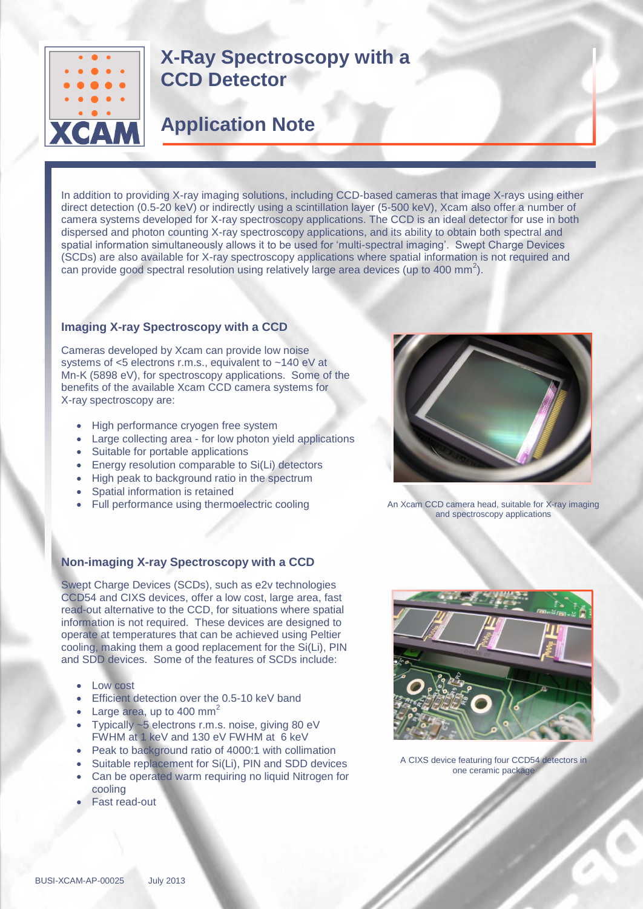# X-Ray Spectroscopy with a CCD Detector

## Application Note

In addition to providing X-ray imaging solutions, including CCD-based cameras that image X-rays using either direct detection (0.5-20 keV) or indirectly using a scintillation layer (5-500 keV), Xcam also offer a number of camera systems developed for X-ray spectroscopy applications. The CCD is an ideal detector for use in both dispersed and photon counting X-ray spectroscopy applications, and its ability to obtain both spectral and spatial information simultaneously allows it to be used for 'multi-spectral imaging'. Swept Charge Devices (SCDs) are also available for X-ray spectroscopy applications where spatial information is not required and can provide good spectral resolution using relatively large area devices (up to 400 $mm^2$).

### Imaging X-ray Spectroscopy with a CCD

Cameras developed by Xcam can provide low noise systems of <5 electrons r.m.s., equivalent to ~140 eV at Mn-K (5898 eV), for spectroscopy applications. Some of the benefits of the available Xcam CCD camera systems for X-ray spectroscopy are:

- High performance cryogen free system
- Large collecting area - for low photon yield applications
- Suitable for portable applications
- Energy resolution comparable to Si(Li) detectors
- High peak to background ratio in the spectrum
- Spatial information is retained
- Full performance using thermoelectric cooling

An Xcam CCD camera head, suitable for X-ray imaging and spectroscopy applications

### Non-imaging X-ray Spectroscopy with a CCD

Swept Charge Devices (SCDs), such as e2v technologies CCD54 and CIXS devices, offer a low cost, large area, fast read-out alternative to the CCD, for situations where spatial information is not required. These devices are designed to operate at temperatures that can be achieved using Peltier cooling, making them a good replacement for the Si(Li), PIN and SDD devices. Some of the features of SCDs include:

- Low cost
- Efficient detection over the 0.5-10 keV band
- Large area, up to 400 $mm^2$
- Typically ~5 electrons r.m.s. noise, giving 80 eV FWHM at 1 keV and 130 eV FWHM at 6 keV
- Peak to background ratio of 4000:1 with collimation
- Suitable replacement for Si(Li), PIN and SDD devices
- Can be operated warm requiring no liquid Nitrogen for cooling
- Fast read-out

A CIXS device featuring four CCD54 detectors in one ceramic package

BUSI-XCAM-AP-00025 July 2013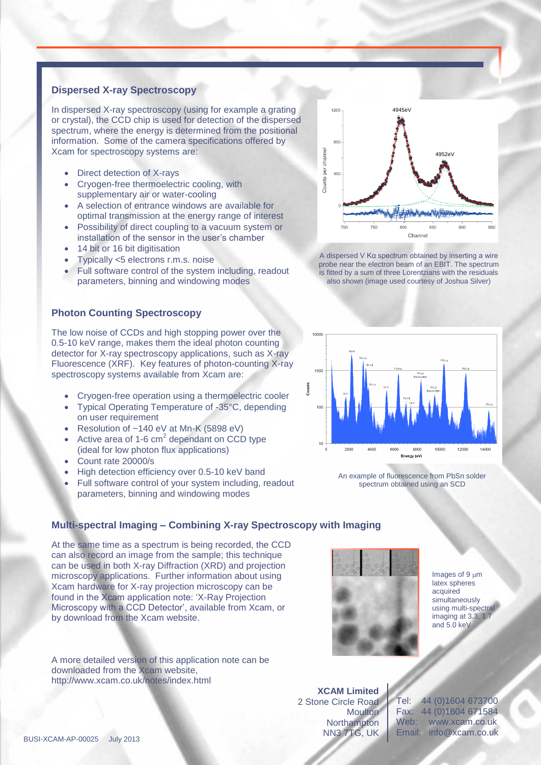## Dispersed X-ray Spectroscopy

In dispersed X-ray spectroscopy (using for example a grating or crystal), the CCD chip is used for detection of the dispersed spectrum, where the energy is determined from the positional information. Some of the camera specifications offered by Xcam for spectroscopy systems are:

- Direct detection of X-rays
- Cryogen-free thermoelectric cooling, with supplementary air or water-cooling
- A selection of entrance windows are available for optimal transmission at the energy range of interest
- Possibility of direct coupling to a vacuum system or installation of the sensor in the user's chamber
- 14 bit or 16 bit digitisation
- Typically <5 electrons r.m.s. noise
- Full software control of the system including, readout parameters, binning and windowing modes

4945eV
4952eV
Counts per channel
Channel
1200
800
400
0
700
750
800
850
900
950

A dispersed V Kα spectrum obtained by inserting a wire probe near the electron beam of an EBIT. The spectrum is fitted by a sum of three Lorentzians with the residuals also shown (image used courtesy of Joshua Silver)

## Photon Counting Spectroscopy

The low noise of CCDs and high stopping power over the 0.5-10 keV range, makes them the ideal photon counting detector for X-ray spectroscopy applications, such as X-ray Fluorescence (XRF). Key features of photon-counting X-ray spectroscopy systems available from Xcam are:

- Cryogen-free operation using a thermoelectric cooler
- Typical Operating Temperature of -35°C, depending on user requirement
- Resolution of ~140 eV at Mn-K (5898 eV)
- Active area of 1-6 $cm^2$ dependant on CCD type (ideal for low photon flux applications)
- Count rate 20000/s
- High detection efficiency over 0.5-10 keV band
- Full software control of your system including, readout parameters, binning and windowing modes

Counts
Energy (eV)
10000
1000
100
10
0
2000
4000
6000
8000
10000
12000
14000

An example of fluorescence from PbSn solder spectrum obtained using an SCD

## Multi-spectral Imaging – Combining X-ray Spectroscopy with Imaging

At the same time as a spectrum is being recorded, the CCD can also record an image from the sample; this technique can be used in both X-ray Diffraction (XRD) and projection microscopy applications. Further information about using Xcam hardware for X-ray projection microscopy can be found in the Xcam application note: 'X-Ray Projection Microscopy with a CCD Detector', available from Xcam, or by download from the Xcam website.

Images of 9 μm latex spheres acquired simultaneously using multi-spectral imaging at 3.3, 1.7 and 5.0 keV

A more detailed version of this application note can be downloaded from the Xcam website, http://www.xcam.co.uk/notes/index.html

**XCAM Limited**
2 Stone Circle Road
Moulton
Northampton
NN3 7TG, UK

Tel: 44 (0)1604 673700
Fax: 44 (0)1604 671584
Web: www.xcam.co.uk
Email: info@xcam.co.uk

BUSI-XCAM-AP-00025 July 2013